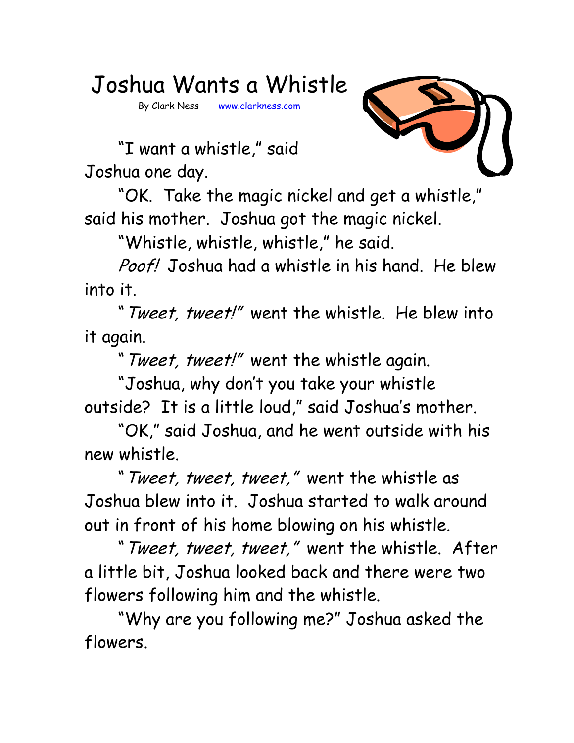# Joshua Wants a Whistle

By Clark Ness www.clarkness.com

"I want a whistle," said Joshua one day.

"OK. Take the magic nickel and get a whistle," said his mother. Joshua got the magic nickel.

"Whistle, whistle, whistle," he said.

*Poof!* Joshua had a whistle in his hand. He blew into it.

"*Tweet, tweet!*" went the whistle. He blew into it again.

"*Tweet, tweet!*" went the whistle again.

"Joshua, why don't you take your whistle outside? It is a little loud," said Joshua's mother.

"OK," said Joshua, and he went outside with his new whistle.

"*Tweet, tweet, tweet,*" went the whistle as Joshua blew into it. Joshua started to walk around out in front of his home blowing on his whistle.

"*Tweet, tweet, tweet,*" went the whistle. After a little bit, Joshua looked back and there were two flowers following him and the whistle.

"Why are you following me?" Joshua asked the flowers.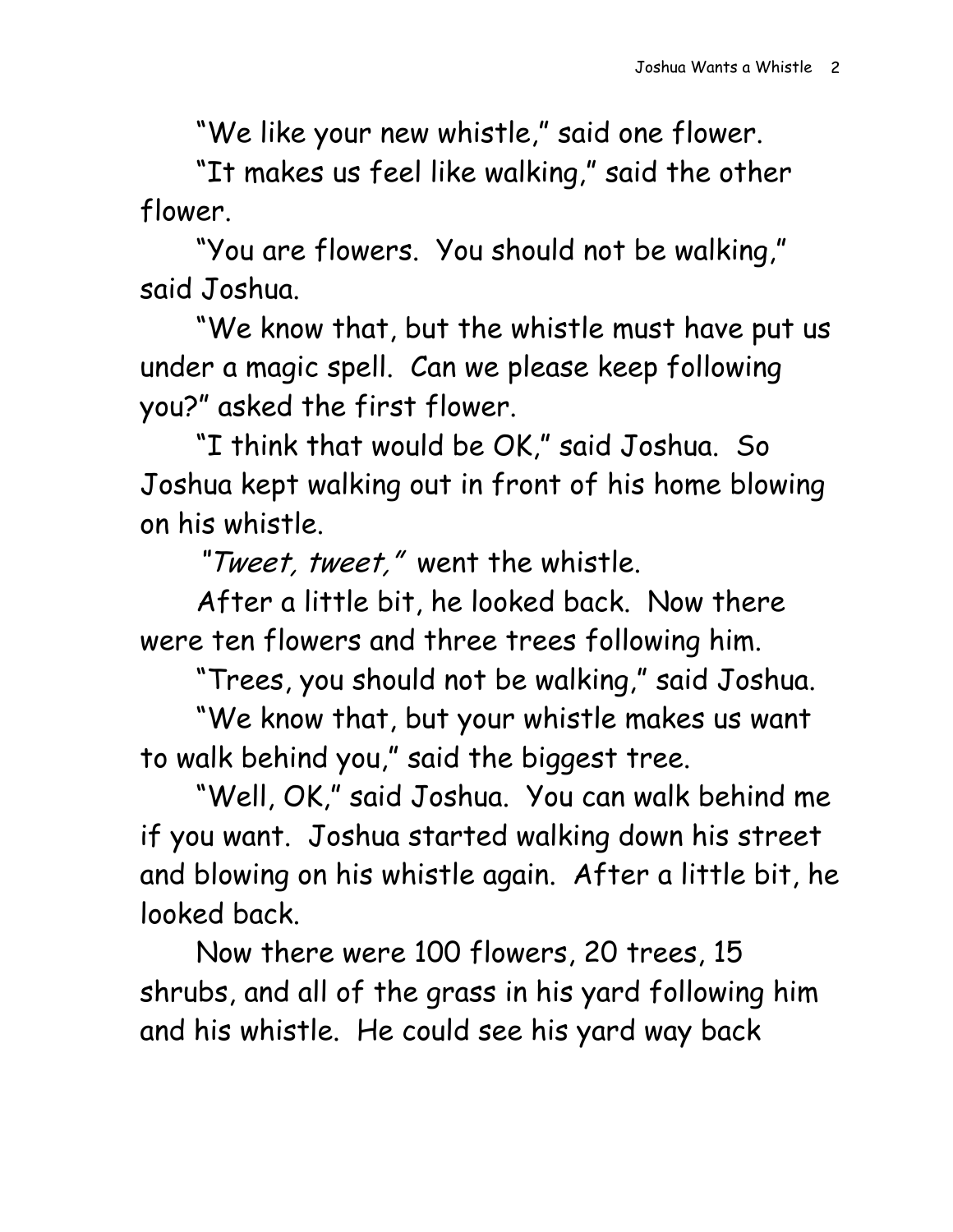"We like your new whistle," said one flower.

"It makes us feel like walking," said the other flower.

"You are flowers. You should not be walking," said Joshua.

"We know that, but the whistle must have put us under a magic spell. Can we please keep following you?" asked the first flower.

"I think that would be OK," said Joshua. So Joshua kept walking out in front of his home blowing on his whistle.

"*Tweet, tweet,*" went the whistle.

After a little bit, he looked back. Now there were ten flowers and three trees following him.

"Trees, you should not be walking," said Joshua.

"We know that, but your whistle makes us want to walk behind you," said the biggest tree.

"Well, OK," said Joshua. You can walk behind me if you want. Joshua started walking down his street and blowing on his whistle again. After a little bit, he looked back.

Now there were 100 flowers, 20 trees, 15 shrubs, and all of the grass in his yard following him and his whistle. He could see his yard way back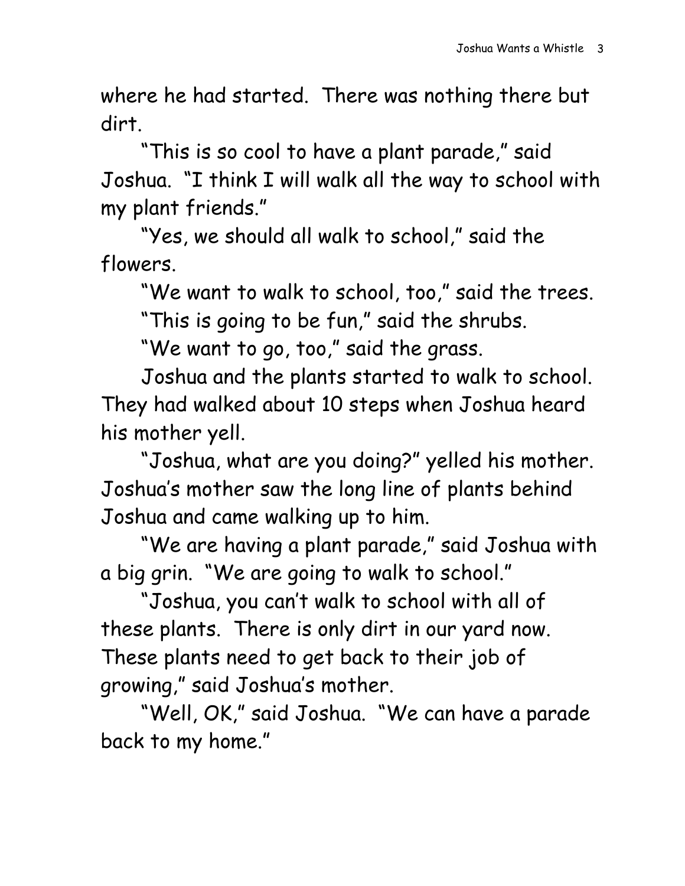where he had started. There was nothing there but dirt.

"This is so cool to have a plant parade," said Joshua. "I think I will walk all the way to school with my plant friends."

"Yes, we should all walk to school," said the flowers.

"We want to walk to school, too," said the trees.

"This is going to be fun," said the shrubs.

"We want to go, too," said the grass.

Joshua and the plants started to walk to school. They had walked about 10 steps when Joshua heard his mother yell.

"Joshua, what are you doing?" yelled his mother. Joshua's mother saw the long line of plants behind Joshua and came walking up to him.

"We are having a plant parade," said Joshua with a big grin. "We are going to walk to school."

"Joshua, you can't walk to school with all of these plants. There is only dirt in our yard now. These plants need to get back to their job of growing," said Joshua's mother.

"Well, OK," said Joshua. "We can have a parade back to my home."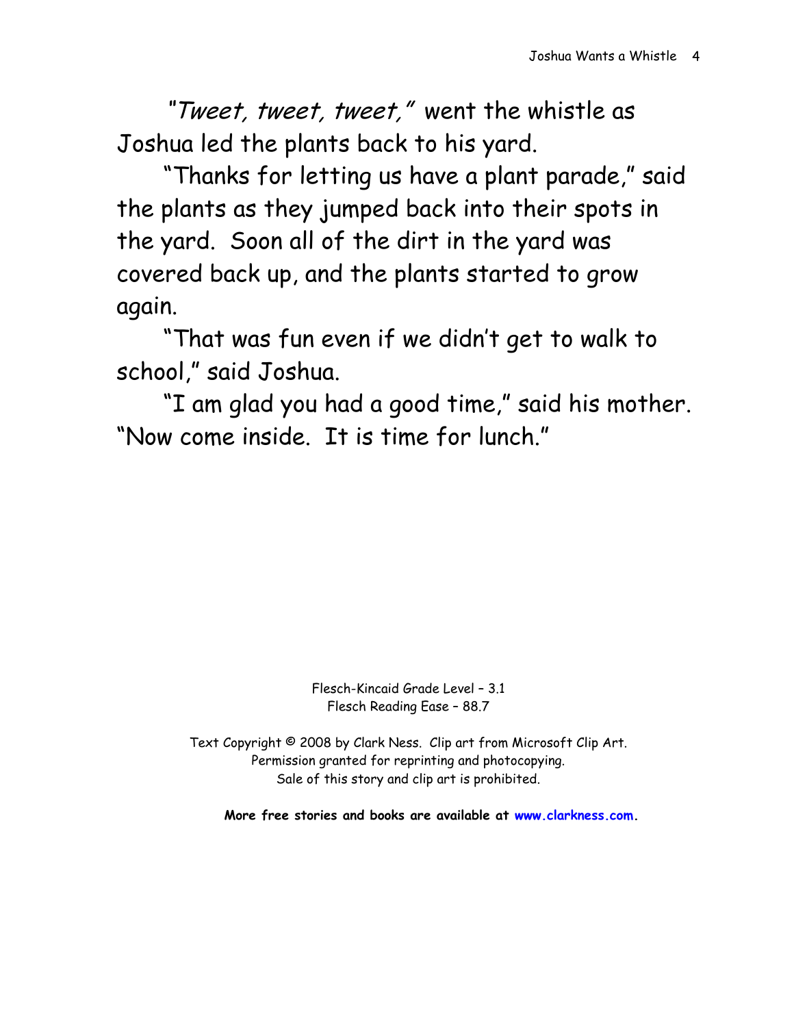*"Tweet, tweet, tweet,"* went the whistle as Joshua led the plants back to his yard.

"Thanks for letting us have a plant parade," said the plants as they jumped back into their spots in the yard. Soon all of the dirt in the yard was covered back up, and the plants started to grow again.

"That was fun even if we didn't get to walk to school," said Joshua.

"I am glad you had a good time," said his mother. "Now come inside. It is time for lunch."

Flesch-Kincaid Grade Level – 3.1
Flesch Reading Ease – 88.7

Text Copyright © 2008 by Clark Ness. Clip art from Microsoft Clip Art.
Permission granted for reprinting and photocopying.
Sale of this story and clip art is prohibited.

**More free stories and books are available at www.clarkness.com.**